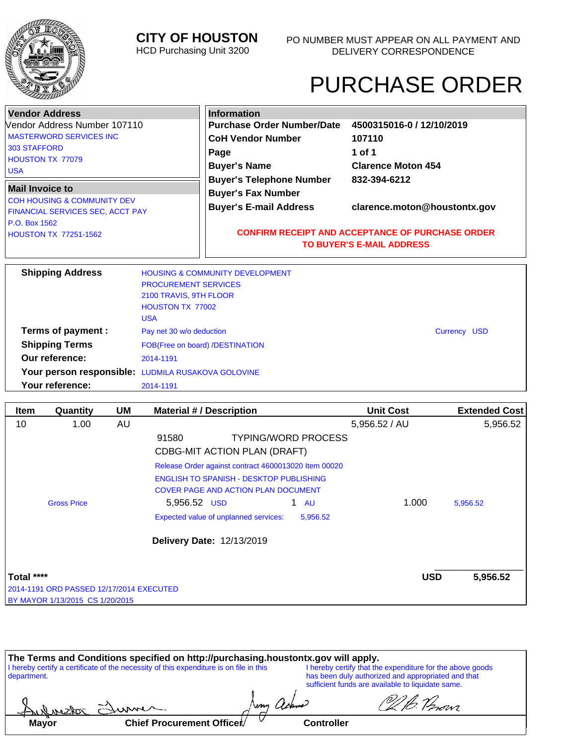# CITY OF HOUSTON

HCD Purchasing Unit 3200

PO NUMBER MUST APPEAR ON ALL PAYMENT AND DELIVERY CORRESPONDENCE

# PURCHASE ORDER

**Vendor Address**

Vendor Address Number 107110

MASTERWORD SERVICES INC
303 STAFFORD
HOUSTON TX 77079
USA

**Mail Invoice to**

COH HOUSING & COMMUNITY DEV
FINANCIAL SERVICES SEC, ACCT PAY
P.O. Box 1562
HOUSTON TX 77251-1562

**Information**

| | |
|---|---|
| **Purchase Order Number/Date** | **4500315016-0 / 12/10/2019** |
| **CoH Vendor Number** | **107110** |
| **Page** | **1 of 1** |
| **Buyer's Name** | **Clarence Moton 454** |
| **Buyer's Telephone Number** | **832-394-6212** |
| **Buyer's Fax Number** | |
| **Buyer's E-mail Address** | **clarence.moton@houstontx.gov** |

**CONFIRM RECEIPT AND ACCEPTANCE OF PURCHASE ORDER TO BUYER'S E-MAIL ADDRESS**

| | |
|---|---|
| **Shipping Address** | HOUSING & COMMUNITY DEVELOPMENT<br>PROCUREMENT SERVICES<br>2100 TRAVIS, 9TH FLOOR<br>HOUSTON TX 77002<br>USA |
| **Terms of payment :** | Pay net 30 w/o deduction — Currency USD |
| **Shipping Terms** | FOB(Free on board) /DESTINATION |
| **Our reference:** | 2014-1191 |
| **Your person responsible:** | LUDMILA RUSAKOVA GOLOVINE |
| **Your reference:** | 2014-1191 |

| Item | Quantity | UM | Material # / Description | Unit Cost | Extended Cost |
|---|---|---|---|---|---|
| 10 | 1.00 | AU | | 5,956.52 / AU | 5,956.52 |
| | | | 91580 TYPING/WORD PROCESS<br>CDBG-MIT ACTION PLAN (DRAFT) | | |
| | | | Release Order against contract 4600013020 Item 00020<br>ENGLISH TO SPANISH - DESKTOP PUBLISHING<br>COVER PAGE AND ACTION PLAN DOCUMENT | | |
| | Gross Price | | 5,956.52 USD 1 AU | 1.000 | 5,956.52 |
| | | | Expected value of unplanned services: 5,956.52 | | |
| | | | **Delivery Date:** 12/13/2019 | | |

**Total ****** **USD** **5,956.52**

2014-1191 ORD PASSED 12/17/2014 EXECUTED
BY MAYOR 1/13/2015 CS 1/20/2015

**The Terms and Conditions specified on http://purchasing.houstontx.gov will apply.**

I hereby certify a certificate of the necessity of this expenditure is on file in this department.

I hereby certify that the expenditure for the above goods has been duly authorized and appropriated and that sufficient funds are available to liquidate same.

**Mayor** **Chief Procurement Officer** **Controller**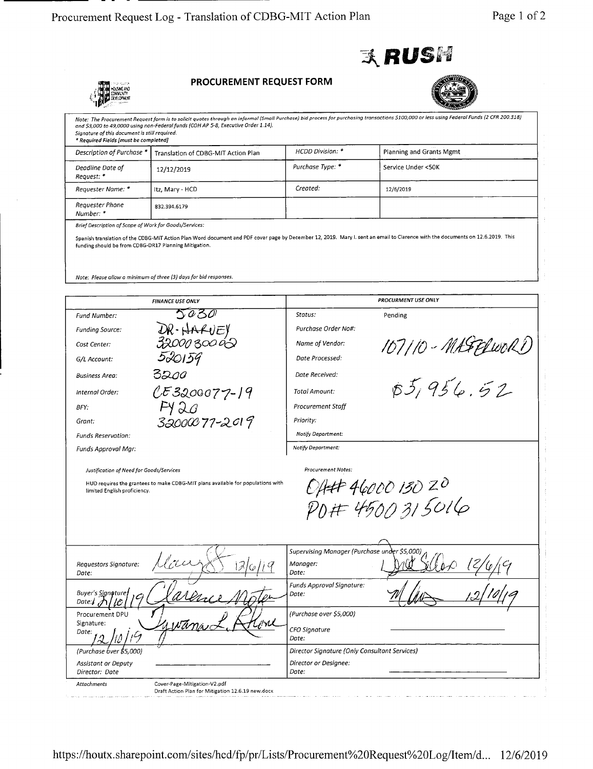**RUSH**

# PROCUREMENT REQUEST FORM

*Note: The Procurement Request form is to solicit quotes through an informal (Small Purchase) bid process for purchasing transactions $100,000 or less using Federal Funds (2 CFR 200.318) and $3,000 to 49,0000 using non-Federal funds (COH AP 5-8, Executive Order 1.14).*
*Signature of this document is still required.*
*\* Required Fields (must be completed)*

| | | | |
|---|---|---|---|
| *Description of Purchase \** | Translation of CDBG-MIT Action Plan | *HCDD Division: \** | Planning and Grants Mgmt |
| *Deadline Date of Request: \** | 12/12/2019 | *Purchase Type: \** | Service Under <50K |
| *Requester Name: \** | Itz, Mary - HCD | *Created:* | 12/6/2019 |
| *Requester Phone Number: \** | 832.394.6179 | | |

*Brief Description of Scope of Work for Goods/Services:*

Spanish translation of the CDBG-MIT Action Plan Word document and PDF cover page by December 12, 2019. Mary I. sent an email to Clarence with the documents on 12.6.2019. This funding should be from CDBG-DR17 Planning Mitigation.

*Note: Please allow a minimum of three (3) days for bid responses.*

| *FINANCE USE ONLY* | | *PROCURMENT USE ONLY* | |
|---|---|---|---|
| *Fund Number:* | 5030 | *Status:* | Pending |
| *Funding Source:* | DR-HARVEY | *Purchase Order No#:* | |
| *Cost Center:* | 3200030002 | *Name of Vendor:* | 107110 - MASTERWORD |
| *G/L Account:* | 520159 | *Date Processed:* | |
| *Business Area:* | 3200 | *Date Received:* | |
| *Internal Order:* | CE3200077-19 | *Total Amount:* | $5,956.52 |
| *BFY:* | FY20 | *Procurement Staff* | |
| *Grant:* | 32000077-2019 | *Priority:* | |
| *Funds Reservation:* | | *Notify Department:* | |
| *Funds Approval Mgr:* | | *Notify Department:* | |

*Justification of Need for Goods/Services*

HUD requires the grantees to make CDBG-MIT plans available for populations with limited English proficiency.

*Procurement Notes:*

OA# 4600013020
PO# 4500315016

| | | | |
|---|---|---|---|
| *Requestors Signature: Date:* | [signature] 12/6/19 | *Supervising Manager (Purchase under $5,000) Manager: Date:* | [signature] 12/6/19 |
| *Buyer's Signature/ Date:* 12/10/19 | [signature] Clarence Moten | *Funds Approval Signature: Date:* | [signature] 12/10/19 |
| Procurement DPU Signature: Date: 12/10/19 | [signature] | *(Purchase over $5,000)* *CFO Signature Date:* | |
| *(Purchase over $5,000)* *Assistant or Deputy Director: Date* | | *Director Signature (Only Consultant Services)* *Director or Designee: Date:* | |

*Attachments*
Cover-Page-Mitigation-V2.pdf
Draft Action Plan for Mitigation 12.6.19 new.docx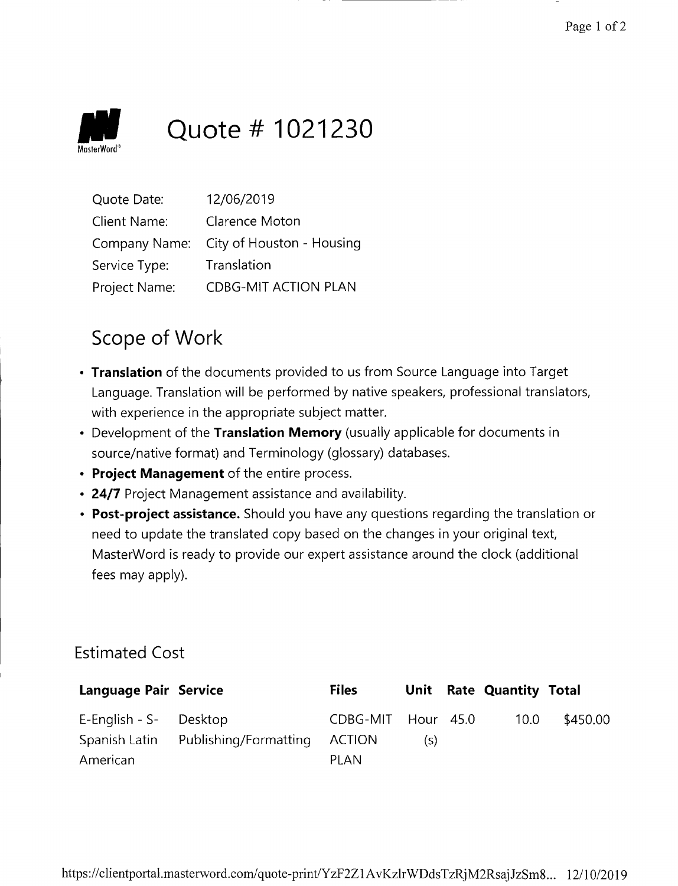# Quote # 1021230

| | |
|---|---|
| Quote Date: | 12/06/2019 |
| Client Name: | Clarence Moton |
| Company Name: | City of Houston - Housing |
| Service Type: | Translation |
| Project Name: | CDBG-MIT ACTION PLAN |

## Scope of Work

- **Translation** of the documents provided to us from Source Language into Target Language. Translation will be performed by native speakers, professional translators, with experience in the appropriate subject matter.
- Development of the **Translation Memory** (usually applicable for documents in source/native format) and Terminology (glossary) databases.
- **Project Management** of the entire process.
- **24/7** Project Management assistance and availability.
- **Post-project assistance.** Should you have any questions regarding the translation or need to update the translated copy based on the changes in your original text, MasterWord is ready to provide our expert assistance around the clock (additional fees may apply).

### Estimated Cost

| Language Pair | Service | Files | Unit | Rate | Quantity | Total |
|---|---|---|---|---|---|---|
| E-English - S-Spanish Latin American | Desktop Publishing/Formatting | CDBG-MIT ACTION PLAN | Hour (s) | 45.0 | 10.0 | $450.00 |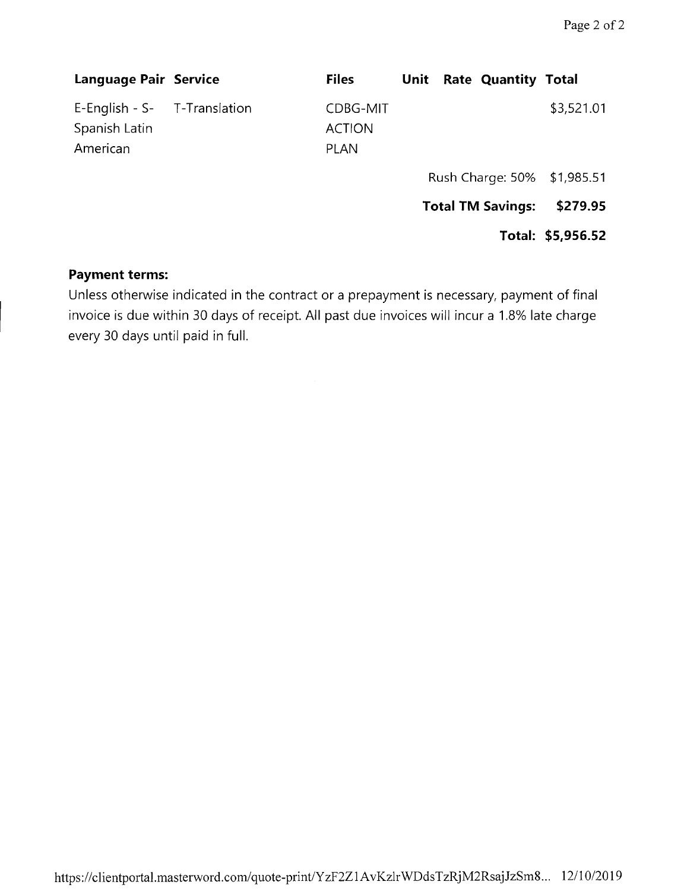| Language Pair | Service | Files | Unit | Rate | Quantity | Total |
|---|---|---|---|---|---|---|
| E-English - S-Spanish Latin American | T-Translation | CDBG-MIT ACTION PLAN | | | | $3,521.01 |
| | | | | Rush Charge: 50% | | $1,985.51 |
| | | | | **Total TM Savings:** | | **$279.95** |
| | | | | | **Total:** | **$5,956.52** |

**Payment terms:**

Unless otherwise indicated in the contract or a prepayment is necessary, payment of final invoice is due within 30 days of receipt. All past due invoices will incur a 1.8% late charge every 30 days until paid in full.

https://clientportal.masterword.com/quote-print/YzF2Z1AvKzlrWDdsTzRjM2RsajJzSm8... 12/10/2019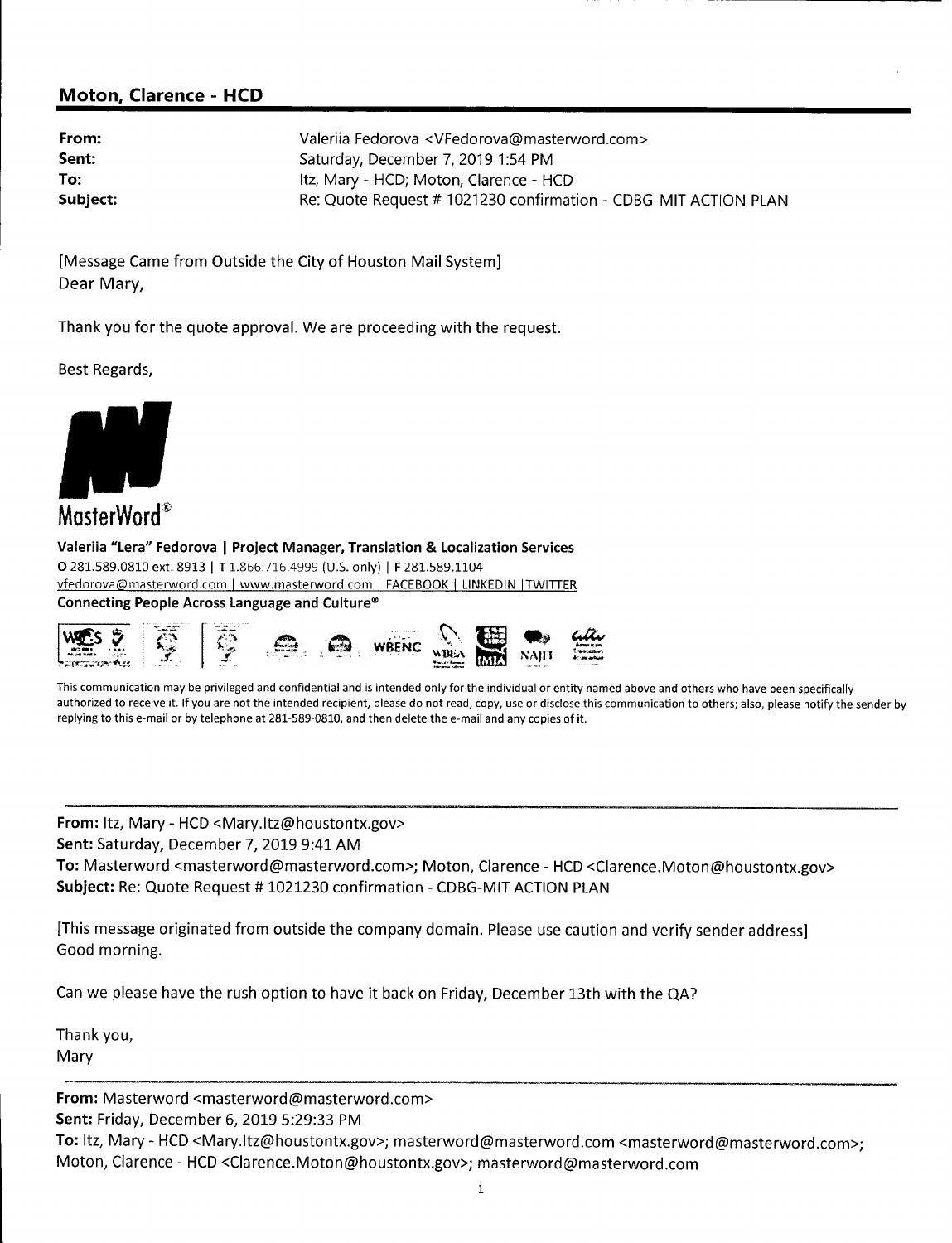## Moton, Clarence - HCD

| | |
|---|---|
| **From:** | Valeriia Fedorova <VFedorova@masterword.com> |
| **Sent:** | Saturday, December 7, 2019 1:54 PM |
| **To:** | Itz, Mary - HCD; Moton, Clarence - HCD |
| **Subject:** | Re: Quote Request # 1021230 confirmation - CDBG-MIT ACTION PLAN |

[Message Came from Outside the City of Houston Mail System]
Dear Mary,

Thank you for the quote approval. We are proceeding with the request.

Best Regards,

MasterWord®

**Valeriia "Lera" Fedorova | Project Manager, Translation & Localization Services**
O 281.589.0810 ext. 8913 | T 1.866.716.4999 (U.S. only) | F 281.589.1104
vfedorova@masterword.com | www.masterword.com | FACEBOOK | LINKEDIN | TWITTER
**Connecting People Across Language and Culture®**

This communication may be privileged and confidential and is intended only for the individual or entity named above and others who have been specifically authorized to receive it. If you are not the intended recipient, please do not read, copy, use or disclose this communication to others; also, please notify the sender by replying to this e-mail or by telephone at 281-589-0810, and then delete the e-mail and any copies of it.

---

**From:** Itz, Mary - HCD <Mary.Itz@houstontx.gov>
**Sent:** Saturday, December 7, 2019 9:41 AM
**To:** Masterword <masterword@masterword.com>; Moton, Clarence - HCD <Clarence.Moton@houstontx.gov>
**Subject:** Re: Quote Request # 1021230 confirmation - CDBG-MIT ACTION PLAN

[This message originated from outside the company domain. Please use caution and verify sender address]
Good morning.

Can we please have the rush option to have it back on Friday, December 13th with the QA?

Thank you,
Mary

---

**From:** Masterword <masterword@masterword.com>
**Sent:** Friday, December 6, 2019 5:29:33 PM
**To:** Itz, Mary - HCD <Mary.Itz@houstontx.gov>; masterword@masterword.com <masterword@masterword.com>; Moton, Clarence - HCD <Clarence.Moton@houstontx.gov>; masterword@masterword.com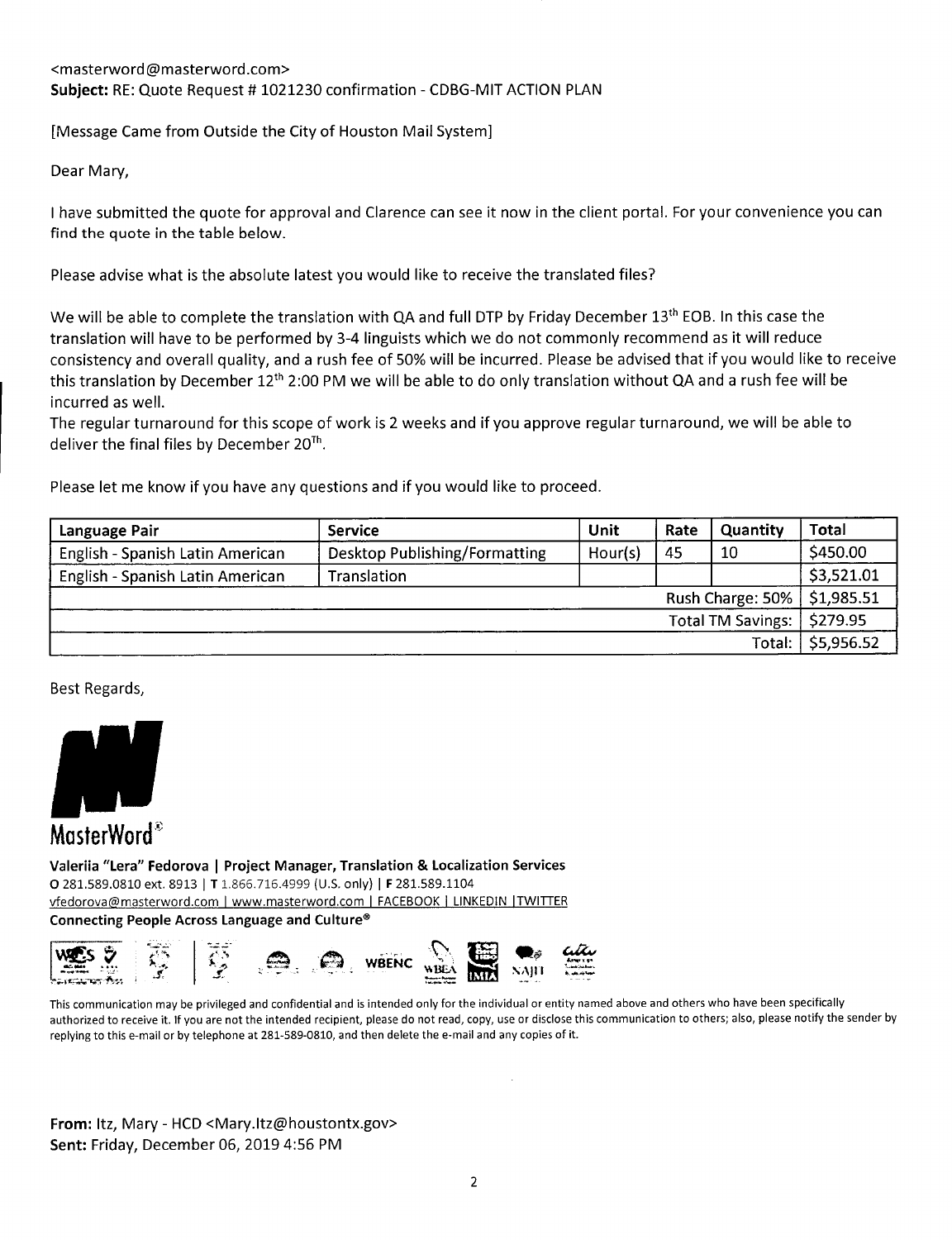<masterword@masterword.com>
**Subject:** RE: Quote Request # 1021230 confirmation - CDBG-MIT ACTION PLAN

[Message Came from Outside the City of Houston Mail System]

Dear Mary,

I have submitted the quote for approval and Clarence can see it now in the client portal. For your convenience you can find the quote in the table below.

Please advise what is the absolute latest you would like to receive the translated files?

We will be able to complete the translation with QA and full DTP by Friday December 13th EOB. In this case the translation will have to be performed by 3-4 linguists which we do not commonly recommend as it will reduce consistency and overall quality, and a rush fee of 50% will be incurred. Please be advised that if you would like to receive this translation by December 12th 2:00 PM we will be able to do only translation without QA and a rush fee will be incurred as well.
The regular turnaround for this scope of work is 2 weeks and if you approve regular turnaround, we will be able to deliver the final files by December 20Th.

Please let me know if you have any questions and if you would like to proceed.

| Language Pair | Service | Unit | Rate | Quantity | Total |
|---|---|---|---|---|---|
| English - Spanish Latin American | Desktop Publishing/Formatting | Hour(s) | 45 | 10 | $450.00 |
| English - Spanish Latin American | Translation | | | | $3,521.01 |
| | | | | Rush Charge: 50% | $1,985.51 |
| | | | | Total TM Savings: | $279.95 |
| | | | | Total: | $5,956.52 |

Best Regards,

MasterWord®

**Valeriia "Lera" Fedorova | Project Manager, Translation & Localization Services**
O 281.589.0810 ext. 8913 | T 1.866.716.4999 (U.S. only) | F 281.589.1104
vfedorova@masterword.com | www.masterword.com | FACEBOOK | LINKEDIN |TWITTER
**Connecting People Across Language and Culture®**

This communication may be privileged and confidential and is intended only for the individual or entity named above and others who have been specifically authorized to receive it. If you are not the intended recipient, please do not read, copy, use or disclose this communication to others; also, please notify the sender by replying to this e-mail or by telephone at 281-589-0810, and then delete the e-mail and any copies of it.

**From:** Itz, Mary - HCD <Mary.Itz@houstontx.gov>
**Sent:** Friday, December 06, 2019 4:56 PM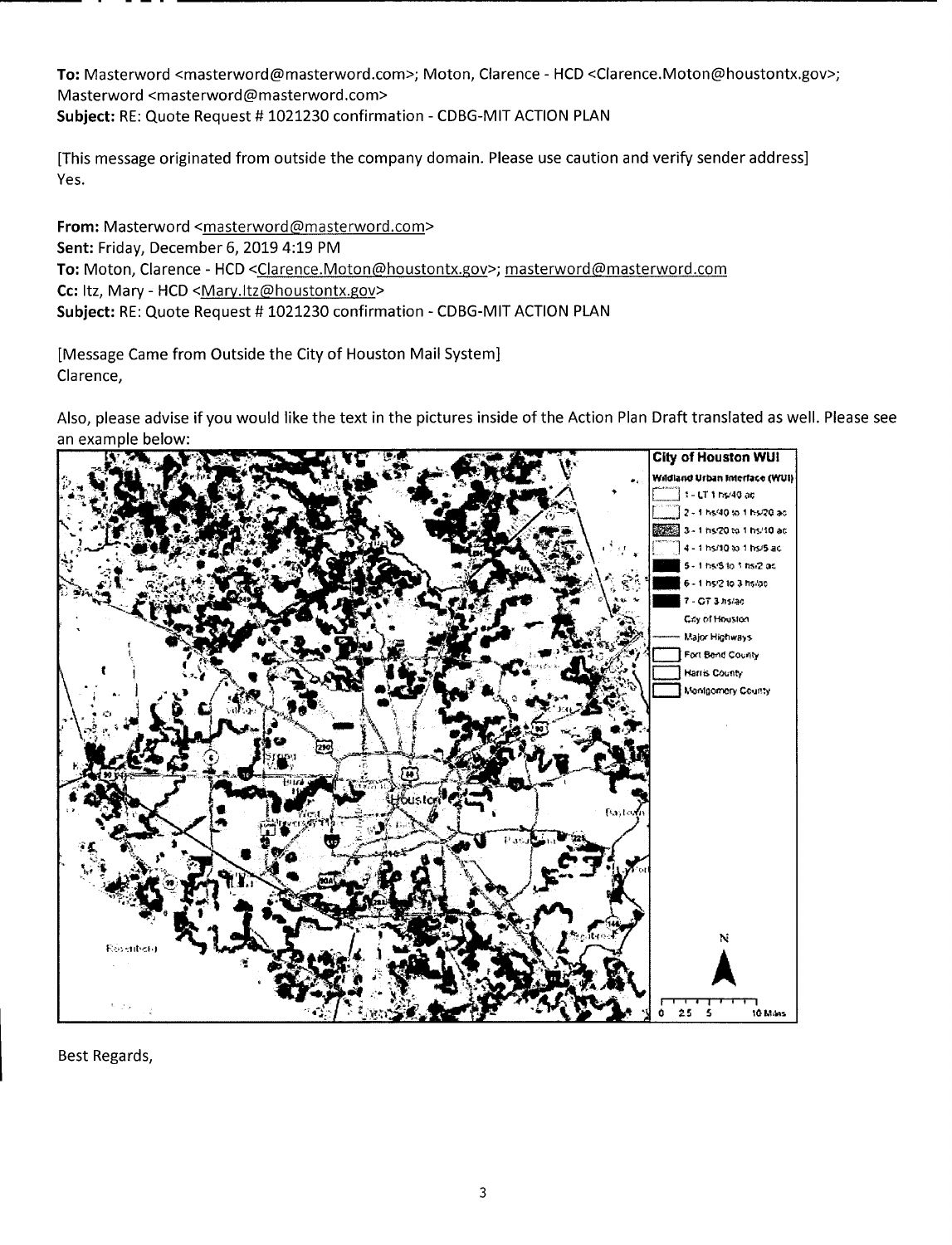**To:** Masterword <masterword@masterword.com>; Moton, Clarence - HCD <Clarence.Moton@houstontx.gov>; Masterword <masterword@masterword.com>
**Subject:** RE: Quote Request # 1021230 confirmation - CDBG-MIT ACTION PLAN

[This message originated from outside the company domain. Please use caution and verify sender address]
Yes.

**From:** Masterword <masterword@masterword.com>
**Sent:** Friday, December 6, 2019 4:19 PM
**To:** Moton, Clarence - HCD <Clarence.Moton@houstontx.gov>; masterword@masterword.com
**Cc:** Itz, Mary - HCD <Mary.Itz@houstontx.gov>
**Subject:** RE: Quote Request # 1021230 confirmation - CDBG-MIT ACTION PLAN

[Message Came from Outside the City of Houston Mail System]
Clarence,

Also, please advise if you would like the text in the pictures inside of the Action Plan Draft translated as well. Please see an example below:

Best Regards,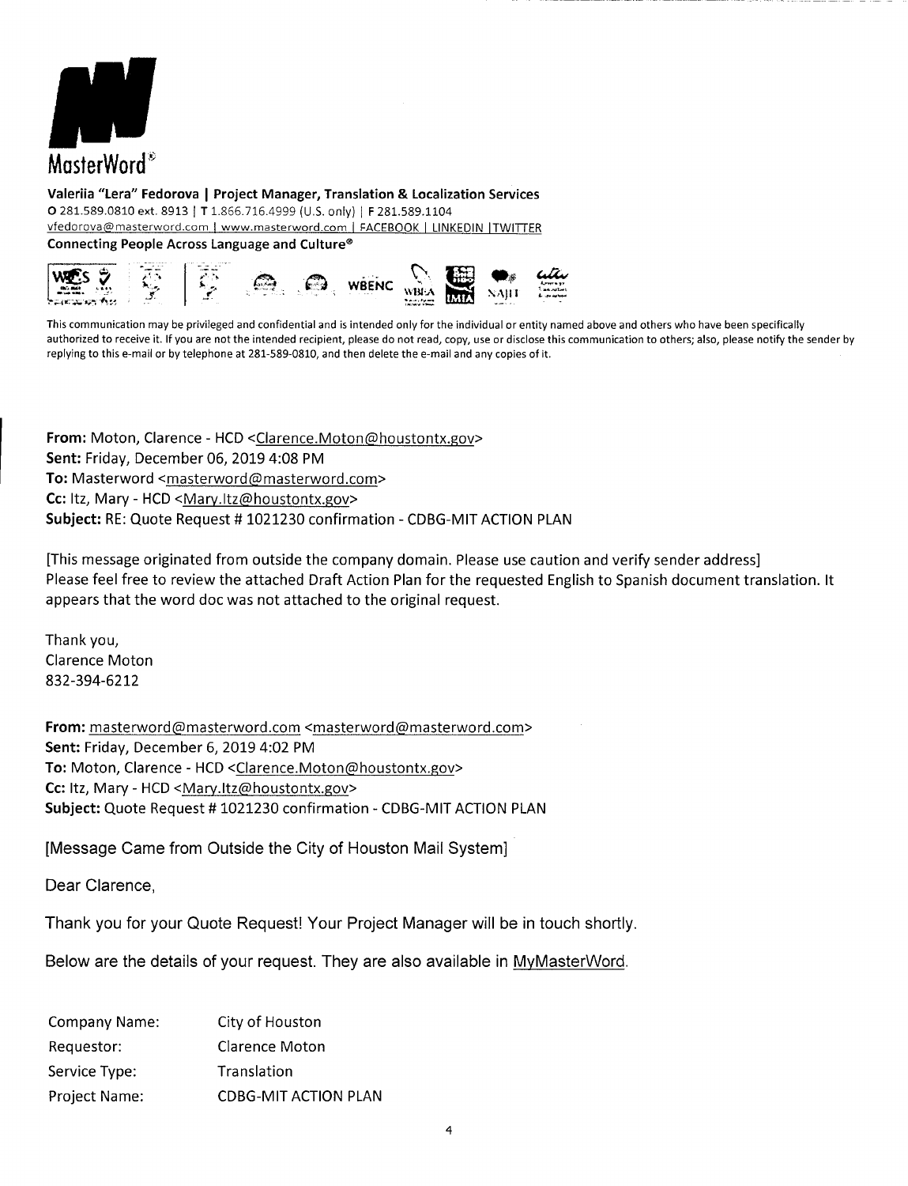MasterWord®

**Valeriia "Lera" Fedorova | Project Manager, Translation & Localization Services**
O 281.589.0810 ext. 8913 | T 1.866.716.4999 (U.S. only) | F 281.589.1104
vfedorova@masterword.com | www.masterword.com | FACEBOOK | LINKEDIN | TWITTER
**Connecting People Across Language and Culture®**

This communication may be privileged and confidential and is intended only for the individual or entity named above and others who have been specifically authorized to receive it. If you are not the intended recipient, please do not read, copy, use or disclose this communication to others; also, please notify the sender by replying to this e-mail or by telephone at 281-589-0810, and then delete the e-mail and any copies of it.

**From:** Moton, Clarence - HCD <Clarence.Moton@houstontx.gov>
**Sent:** Friday, December 06, 2019 4:08 PM
**To:** Masterword <masterword@masterword.com>
**Cc:** Itz, Mary - HCD <Mary.Itz@houstontx.gov>
**Subject:** RE: Quote Request # 1021230 confirmation - CDBG-MIT ACTION PLAN

[This message originated from outside the company domain. Please use caution and verify sender address]
Please feel free to review the attached Draft Action Plan for the requested English to Spanish document translation. It appears that the word doc was not attached to the original request.

Thank you,
Clarence Moton
832-394-6212

**From:** masterword@masterword.com <masterword@masterword.com>
**Sent:** Friday, December 6, 2019 4:02 PM
**To:** Moton, Clarence - HCD <Clarence.Moton@houstontx.gov>
**Cc:** Itz, Mary - HCD <Mary.Itz@houstontx.gov>
**Subject:** Quote Request # 1021230 confirmation - CDBG-MIT ACTION PLAN

[Message Came from Outside the City of Houston Mail System]

Dear Clarence,

Thank you for your Quote Request! Your Project Manager will be in touch shortly.

Below are the details of your request. They are also available in MyMasterWord.

| | |
|---|---|
| Company Name: | City of Houston |
| Requestor: | Clarence Moton |
| Service Type: | Translation |
| Project Name: | CDBG-MIT ACTION PLAN |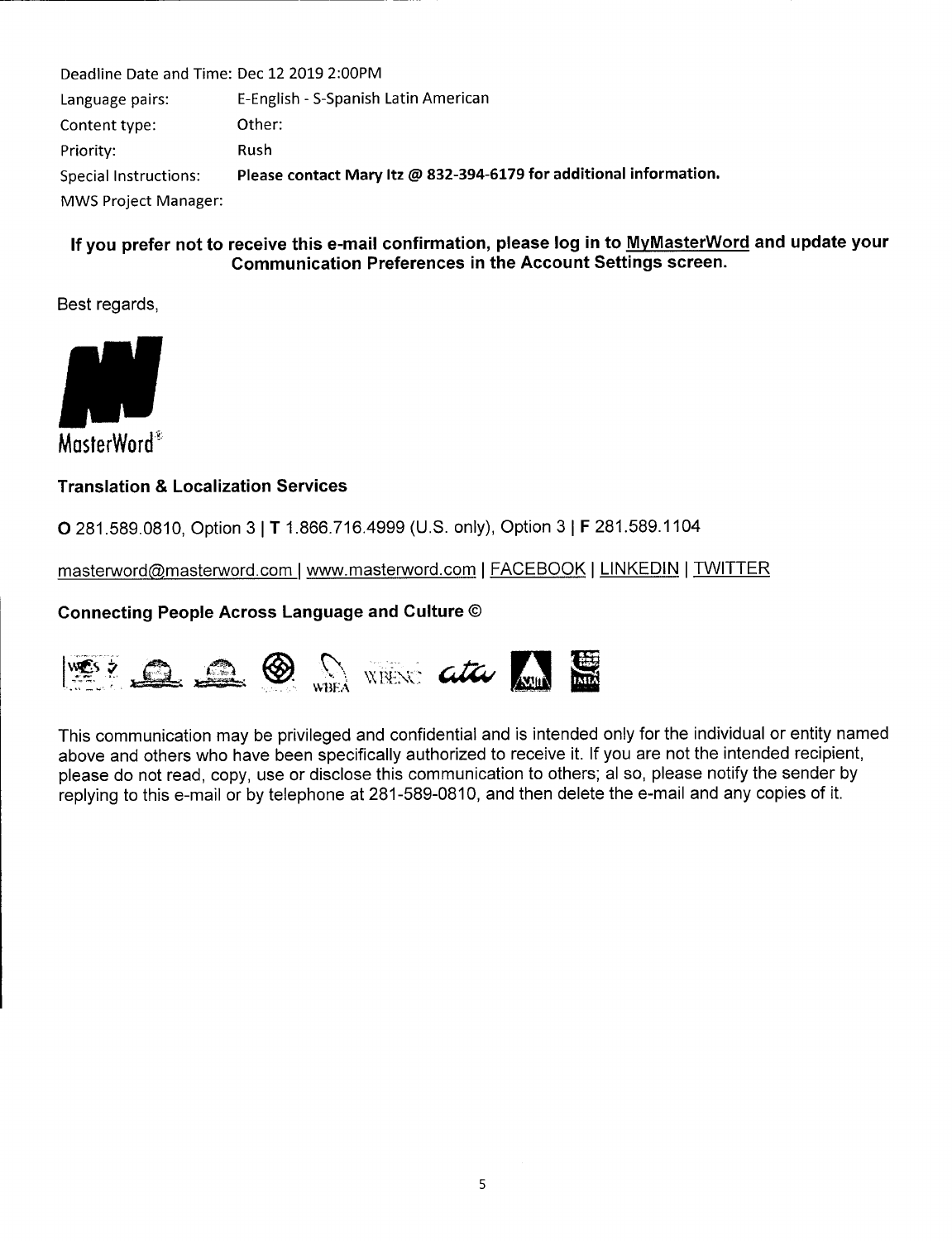| | |
|---|---|
| Deadline Date and Time: | Dec 12 2019 2:00PM |
| Language pairs: | E-English - S-Spanish Latin American |
| Content type: | Other: |
| Priority: | Rush |
| Special Instructions: | **Please contact Mary Itz @ 832-394-6179 for additional information.** |
| MWS Project Manager: | |

**If you prefer not to receive this e-mail confirmation, please log in to MyMasterWord and update your Communication Preferences in the Account Settings screen.**

Best regards,

MasterWord®

**Translation & Localization Services**

**O** 281.589.0810, Option 3 | **T** 1.866.716.4999 (U.S. only), Option 3 | **F** 281.589.1104

masterword@masterword.com | www.masterword.com | FACEBOOK | LINKEDIN | TWITTER

**Connecting People Across Language and Culture ©**

This communication may be privileged and confidential and is intended only for the individual or entity named above and others who have been specifically authorized to receive it. If you are not the intended recipient, please do not read, copy, use or disclose this communication to others; al so, please notify the sender by replying to this e-mail or by telephone at 281-589-0810, and then delete the e-mail and any copies of it.